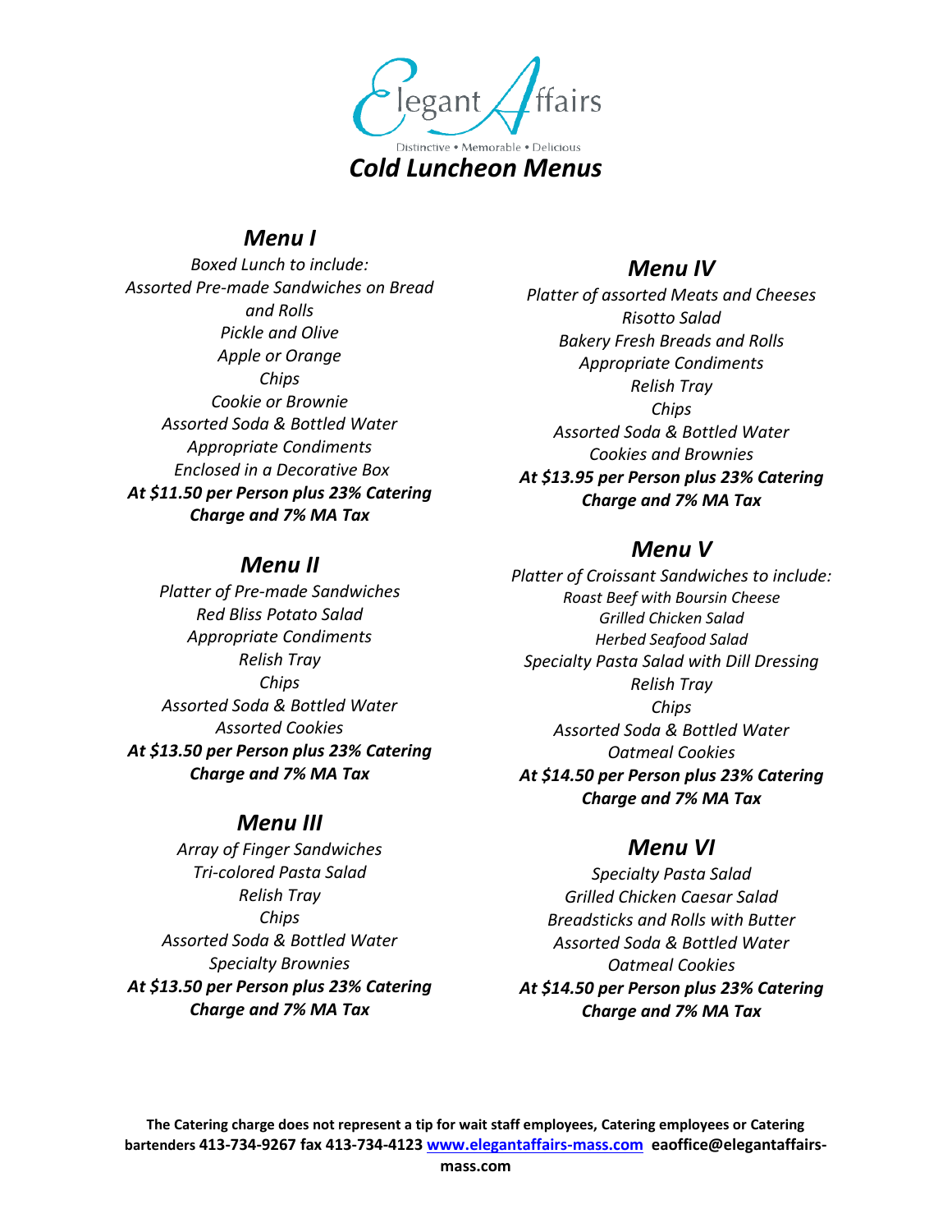Elegant Affairs

Distinctive • Memorable • Delicious

# *Cold Luncheon Menus*

## *Menu I*

*Boxed Lunch to include:*
*Assorted Pre-made Sandwiches on Bread and Rolls*
*Pickle and Olive*
*Apple or Orange*
*Chips*
*Cookie or Brownie*
*Assorted Soda & Bottled Water*
*Appropriate Condiments*
*Enclosed in a Decorative Box*
***At $11.50 per Person plus 23% Catering Charge and 7% MA Tax***

## *Menu II*

*Platter of Pre-made Sandwiches*
*Red Bliss Potato Salad*
*Appropriate Condiments*
*Relish Tray*
*Chips*
*Assorted Soda & Bottled Water*
*Assorted Cookies*
***At $13.50 per Person plus 23% Catering Charge and 7% MA Tax***

## *Menu III*

*Array of Finger Sandwiches*
*Tri-colored Pasta Salad*
*Relish Tray*
*Chips*
*Assorted Soda & Bottled Water*
*Specialty Brownies*
***At $13.50 per Person plus 23% Catering Charge and 7% MA Tax***

## *Menu IV*

*Platter of assorted Meats and Cheeses*
*Risotto Salad*
*Bakery Fresh Breads and Rolls*
*Appropriate Condiments*
*Relish Tray*
*Chips*
*Assorted Soda & Bottled Water*
*Cookies and Brownies*
***At $13.95 per Person plus 23% Catering Charge and 7% MA Tax***

## *Menu V*

*Platter of Croissant Sandwiches to include:*
*Roast Beef with Boursin Cheese*
*Grilled Chicken Salad*
*Herbed Seafood Salad*
*Specialty Pasta Salad with Dill Dressing*
*Relish Tray*
*Chips*
*Assorted Soda & Bottled Water*
*Oatmeal Cookies*
***At $14.50 per Person plus 23% Catering Charge and 7% MA Tax***

## *Menu VI*

*Specialty Pasta Salad*
*Grilled Chicken Caesar Salad*
*Breadsticks and Rolls with Butter*
*Assorted Soda & Bottled Water*
*Oatmeal Cookies*
***At $14.50 per Person plus 23% Catering Charge and 7% MA Tax***

**The Catering charge does not represent a tip for wait staff employees, Catering employees or Catering bartenders 413-734-9267 fax 413-734-4123 [www.elegantaffairs-mass.com](http://www.elegantaffairs-mass.com) eaoffice@elegantaffairs-mass.com**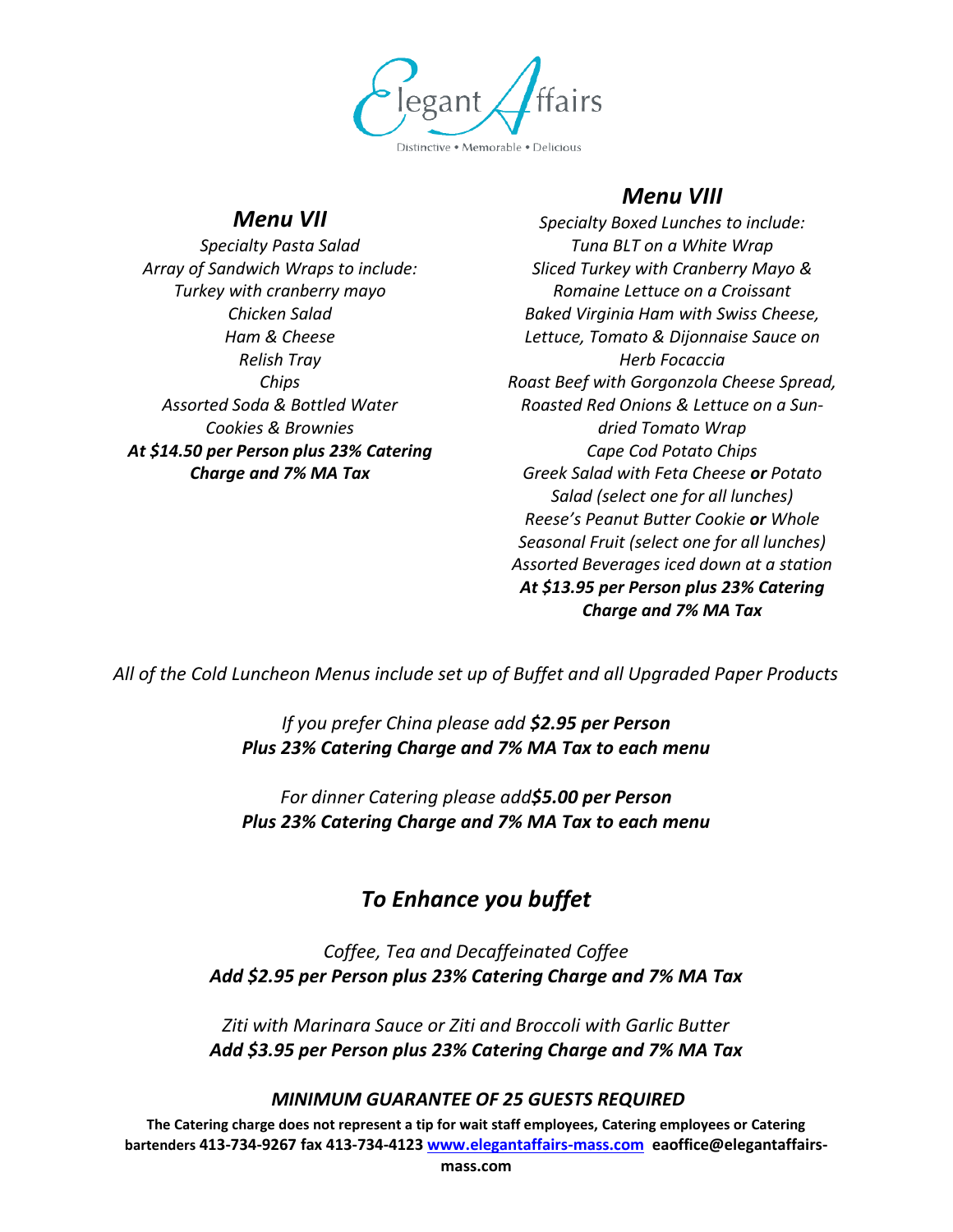Elegant Affairs

Distinctive • Memorable • Delicious

## *Menu VII*

*Specialty Pasta Salad*
*Array of Sandwich Wraps to include:*
*Turkey with cranberry mayo*
*Chicken Salad*
*Ham & Cheese*
*Relish Tray*
*Chips*
*Assorted Soda & Bottled Water*
*Cookies & Brownies*
***At $14.50 per Person plus 23% Catering Charge and 7% MA Tax***

## *Menu VIII*

*Specialty Boxed Lunches to include:*
*Tuna BLT on a White Wrap*
*Sliced Turkey with Cranberry Mayo & Romaine Lettuce on a Croissant*
*Baked Virginia Ham with Swiss Cheese, Lettuce, Tomato & Dijonnaise Sauce on Herb Focaccia*
*Roast Beef with Gorgonzola Cheese Spread, Roasted Red Onions & Lettuce on a Sun-dried Tomato Wrap*
*Cape Cod Potato Chips*
*Greek Salad with Feta Cheese* ***or*** *Potato Salad (select one for all lunches)*
*Reese's Peanut Butter Cookie* ***or*** *Whole Seasonal Fruit (select one for all lunches)*
*Assorted Beverages iced down at a station*
***At $13.95 per Person plus 23% Catering Charge and 7% MA Tax***

*All of the Cold Luncheon Menus include set up of Buffet and all Upgraded Paper Products*

*If you prefer China please add* ***$2.95 per Person***
***Plus 23% Catering Charge and 7% MA Tax to each menu***

*For dinner Catering please add****$5.00 per Person***
***Plus 23% Catering Charge and 7% MA Tax to each menu***

## *To Enhance you buffet*

*Coffee, Tea and Decaffeinated Coffee*
***Add $2.95 per Person plus 23% Catering Charge and 7% MA Tax***

*Ziti with Marinara Sauce or Ziti and Broccoli with Garlic Butter*
***Add $3.95 per Person plus 23% Catering Charge and 7% MA Tax***

***MINIMUM GUARANTEE OF 25 GUESTS REQUIRED***

**The Catering charge does not represent a tip for wait staff employees, Catering employees or Catering bartenders 413-734-9267 fax 413-734-4123 www.elegantaffairs-mass.com eaoffice@elegantaffairs-mass.com**